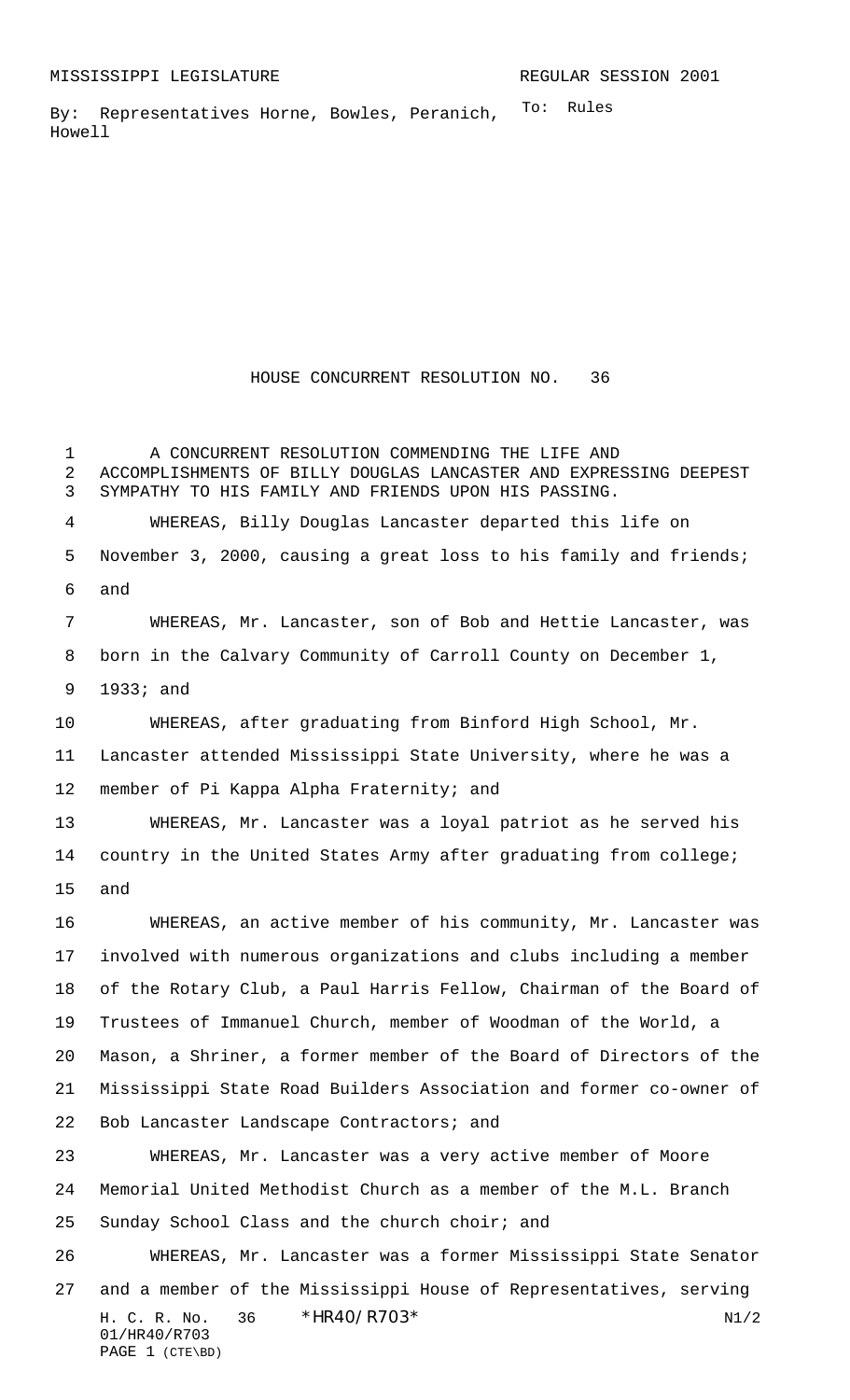MISSISSIPPI LEGISLATURE REGULAR SESSION 2001

By: Representatives Horne, Bowles, Peranich, Howell

To: Rules

# HOUSE CONCURRENT RESOLUTION NO. 36

A CONCURRENT RESOLUTION COMMENDING THE LIFE AND ACCOMPLISHMENTS OF BILLY DOUGLAS LANCASTER AND EXPRESSING DEEPEST SYMPATHY TO HIS FAMILY AND FRIENDS UPON HIS PASSING.

WHEREAS, Billy Douglas Lancaster departed this life on November 3, 2000, causing a great loss to his family and friends; and

WHEREAS, Mr. Lancaster, son of Bob and Hettie Lancaster, was born in the Calvary Community of Carroll County on December 1, 1933; and

WHEREAS, after graduating from Binford High School, Mr. Lancaster attended Mississippi State University, where he was a member of Pi Kappa Alpha Fraternity; and

WHEREAS, Mr. Lancaster was a loyal patriot as he served his country in the United States Army after graduating from college; and

WHEREAS, an active member of his community, Mr. Lancaster was involved with numerous organizations and clubs including a member of the Rotary Club, a Paul Harris Fellow, Chairman of the Board of Trustees of Immanuel Church, member of Woodman of the World, a Mason, a Shriner, a former member of the Board of Directors of the Mississippi State Road Builders Association and former co-owner of Bob Lancaster Landscape Contractors; and

WHEREAS, Mr. Lancaster was a very active member of Moore Memorial United Methodist Church as a member of the M.L. Branch Sunday School Class and the church choir; and

WHEREAS, Mr. Lancaster was a former Mississippi State Senator and a member of the Mississippi House of Representatives, serving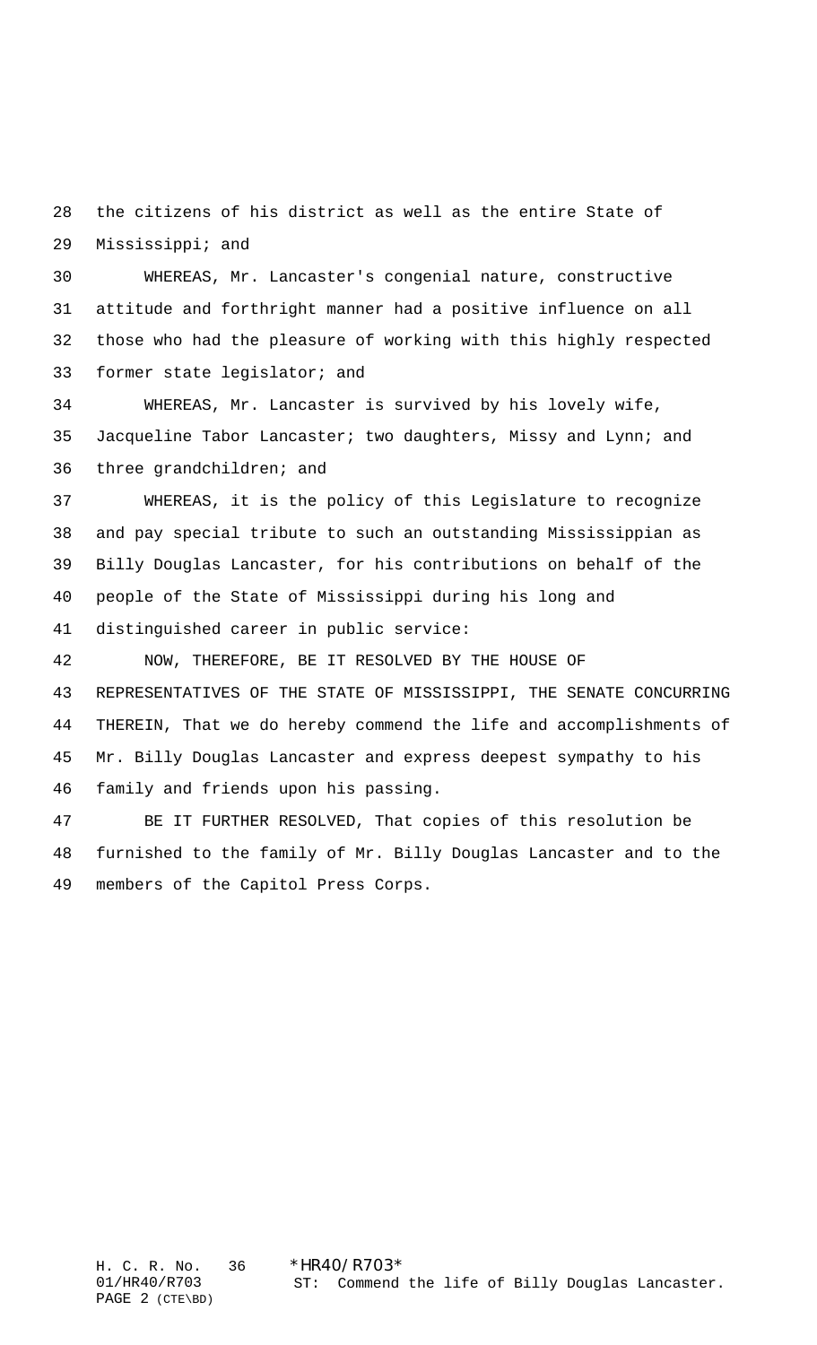the citizens of his district as well as the entire State of Mississippi; and

WHEREAS, Mr. Lancaster's congenial nature, constructive attitude and forthright manner had a positive influence on all those who had the pleasure of working with this highly respected former state legislator; and

WHEREAS, Mr. Lancaster is survived by his lovely wife, Jacqueline Tabor Lancaster; two daughters, Missy and Lynn; and three grandchildren; and

WHEREAS, it is the policy of this Legislature to recognize and pay special tribute to such an outstanding Mississippian as Billy Douglas Lancaster, for his contributions on behalf of the people of the State of Mississippi during his long and distinguished career in public service:

NOW, THEREFORE, BE IT RESOLVED BY THE HOUSE OF REPRESENTATIVES OF THE STATE OF MISSISSIPPI, THE SENATE CONCURRING THEREIN, That we do hereby commend the life and accomplishments of Mr. Billy Douglas Lancaster and express deepest sympathy to his family and friends upon his passing.

BE IT FURTHER RESOLVED, That copies of this resolution be furnished to the family of Mr. Billy Douglas Lancaster and to the members of the Capitol Press Corps.

ST: Commend the life of Billy Douglas Lancaster.